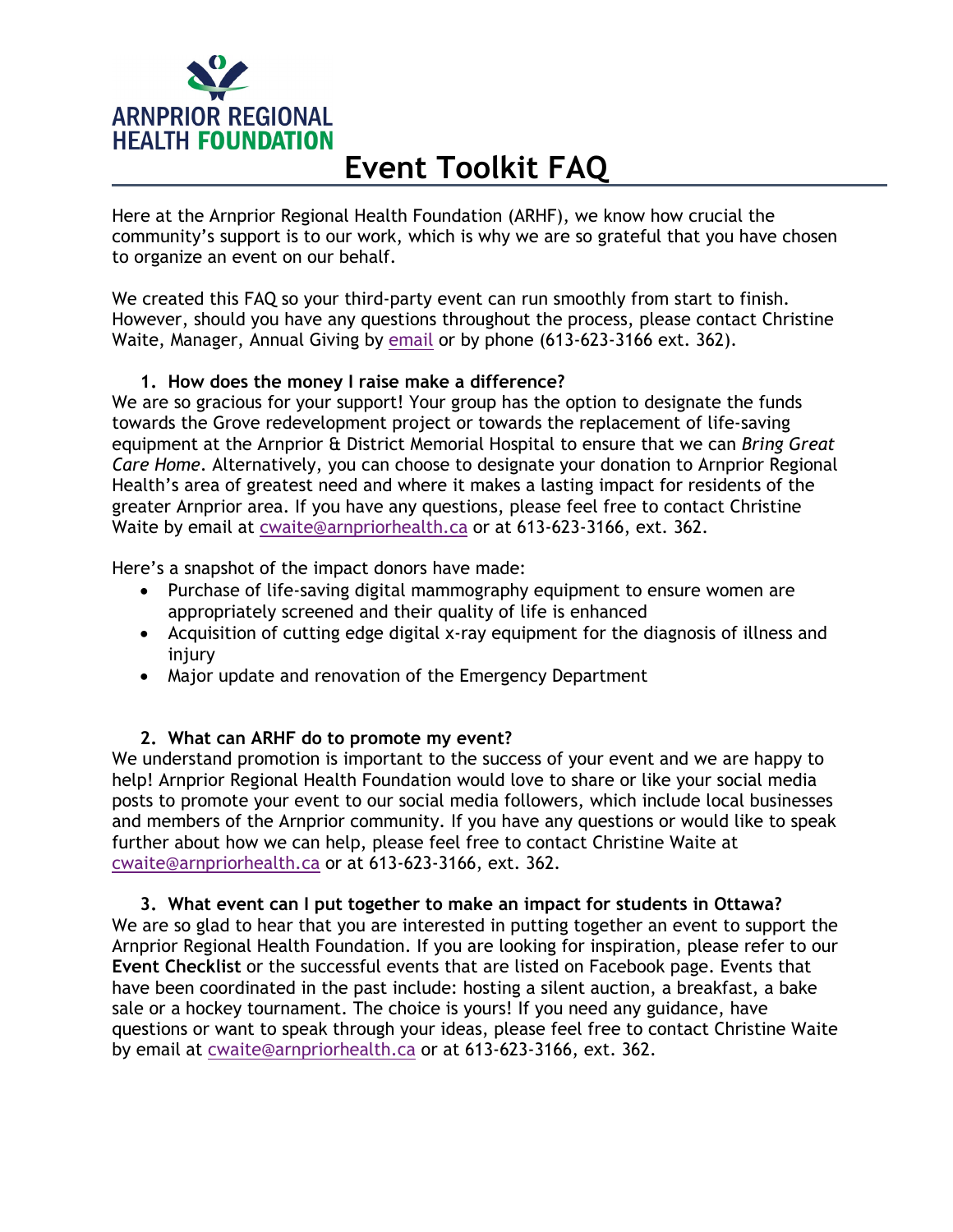ARNPRIOR REGIONAL HEALTH FOUNDATION

# Event Toolkit FAQ

Here at the Arnprior Regional Health Foundation (ARHF), we know how crucial the community's support is to our work, which is why we are so grateful that you have chosen to organize an event on our behalf.

We created this FAQ so your third-party event can run smoothly from start to finish. However, should you have any questions throughout the process, please contact Christine Waite, Manager, Annual Giving by email or by phone (613-623-3166 ext. 362).

### 1. How does the money I raise make a difference?

We are so gracious for your support! Your group has the option to designate the funds towards the Grove redevelopment project or towards the replacement of life-saving equipment at the Arnprior & District Memorial Hospital to ensure that we can *Bring Great Care Home*. Alternatively, you can choose to designate your donation to Arnprior Regional Health's area of greatest need and where it makes a lasting impact for residents of the greater Arnprior area. If you have any questions, please feel free to contact Christine Waite by email at cwaite@arnpriorhealth.ca or at 613-623-3166, ext. 362.

Here's a snapshot of the impact donors have made:

- Purchase of life-saving digital mammography equipment to ensure women are appropriately screened and their quality of life is enhanced
- Acquisition of cutting edge digital x-ray equipment for the diagnosis of illness and injury
- Major update and renovation of the Emergency Department

### 2. What can ARHF do to promote my event?

We understand promotion is important to the success of your event and we are happy to help! Arnprior Regional Health Foundation would love to share or like your social media posts to promote your event to our social media followers, which include local businesses and members of the Arnprior community. If you have any questions or would like to speak further about how we can help, please feel free to contact Christine Waite at cwaite@arnpriorhealth.ca or at 613-623-3166, ext. 362.

### 3. What event can I put together to make an impact for students in Ottawa?

We are so glad to hear that you are interested in putting together an event to support the Arnprior Regional Health Foundation. If you are looking for inspiration, please refer to our **Event Checklist** or the successful events that are listed on Facebook page. Events that have been coordinated in the past include: hosting a silent auction, a breakfast, a bake sale or a hockey tournament. The choice is yours! If you need any guidance, have questions or want to speak through your ideas, please feel free to contact Christine Waite by email at cwaite@arnpriorhealth.ca or at 613-623-3166, ext. 362.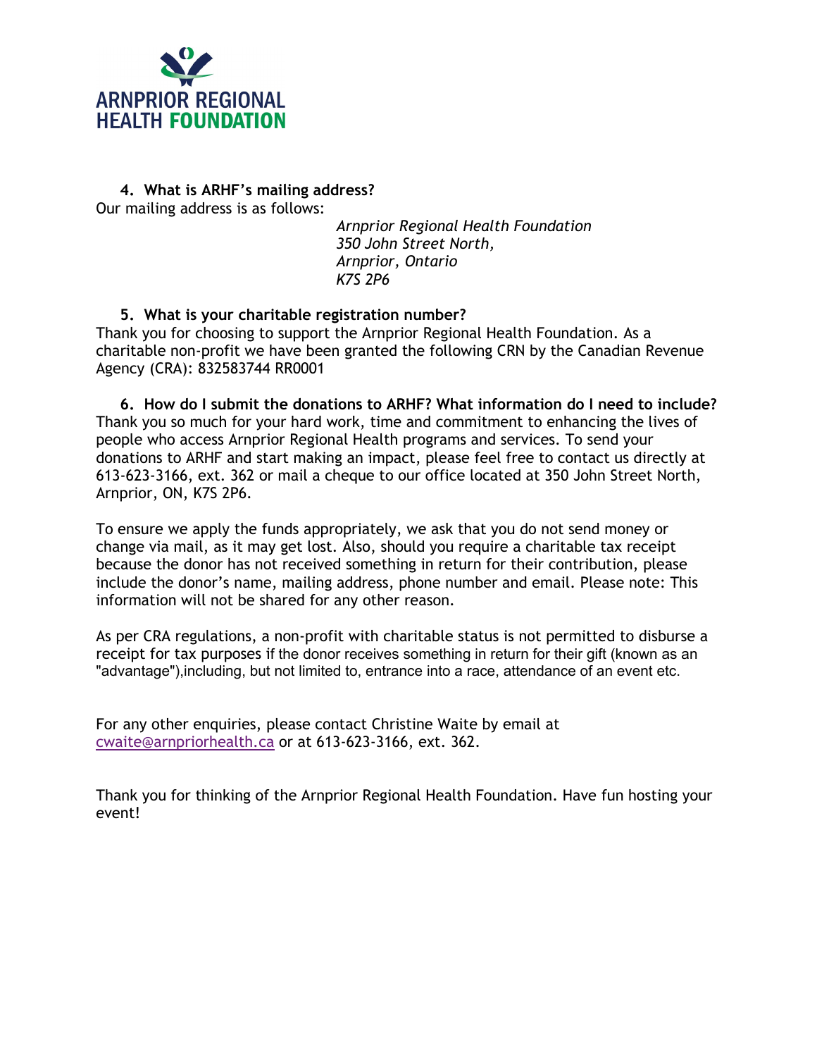**ARNPRIOR REGIONAL HEALTH FOUNDATION**

4. **What is ARHF's mailing address?**

Our mailing address is as follows:

*Arnprior Regional Health Foundation*
*350 John Street North,*
*Arnprior, Ontario*
*K7S 2P6*

5. **What is your charitable registration number?**

Thank you for choosing to support the Arnprior Regional Health Foundation. As a charitable non-profit we have been granted the following CRN by the Canadian Revenue Agency (CRA): 832583744 RR0001

6. **How do I submit the donations to ARHF? What information do I need to include?**

Thank you so much for your hard work, time and commitment to enhancing the lives of people who access Arnprior Regional Health programs and services. To send your donations to ARHF and start making an impact, please feel free to contact us directly at 613-623-3166, ext. 362 or mail a cheque to our office located at 350 John Street North, Arnprior, ON, K7S 2P6.

To ensure we apply the funds appropriately, we ask that you do not send money or change via mail, as it may get lost. Also, should you require a charitable tax receipt because the donor has not received something in return for their contribution, please include the donor's name, mailing address, phone number and email. Please note: This information will not be shared for any other reason.

As per CRA regulations, a non-profit with charitable status is not permitted to disburse a receipt for tax purposes if the donor receives something in return for their gift (known as an "advantage"),including, but not limited to, entrance into a race, attendance of an event etc.

For any other enquiries, please contact Christine Waite by email at cwaite@arnpriorhealth.ca or at 613-623-3166, ext. 362.

Thank you for thinking of the Arnprior Regional Health Foundation. Have fun hosting your event!